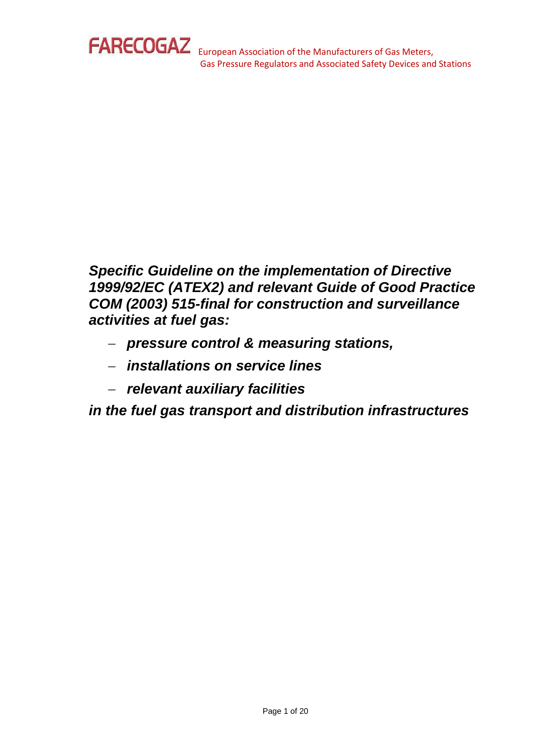FARECOGAZ European Association of the Manufacturers of Gas Meters, Gas Pressure Regulators and Associated Safety Devices and Stations

# *Specific Guideline on the implementation of Directive 1999/92/EC (ATEX2) and relevant Guide of Good Practice COM (2003) 515-final for construction and surveillance activities at fuel gas:*

- ***pressure control & measuring stations,***
- ***installations on service lines***
- ***relevant auxiliary facilities***

***in the fuel gas transport and distribution infrastructures***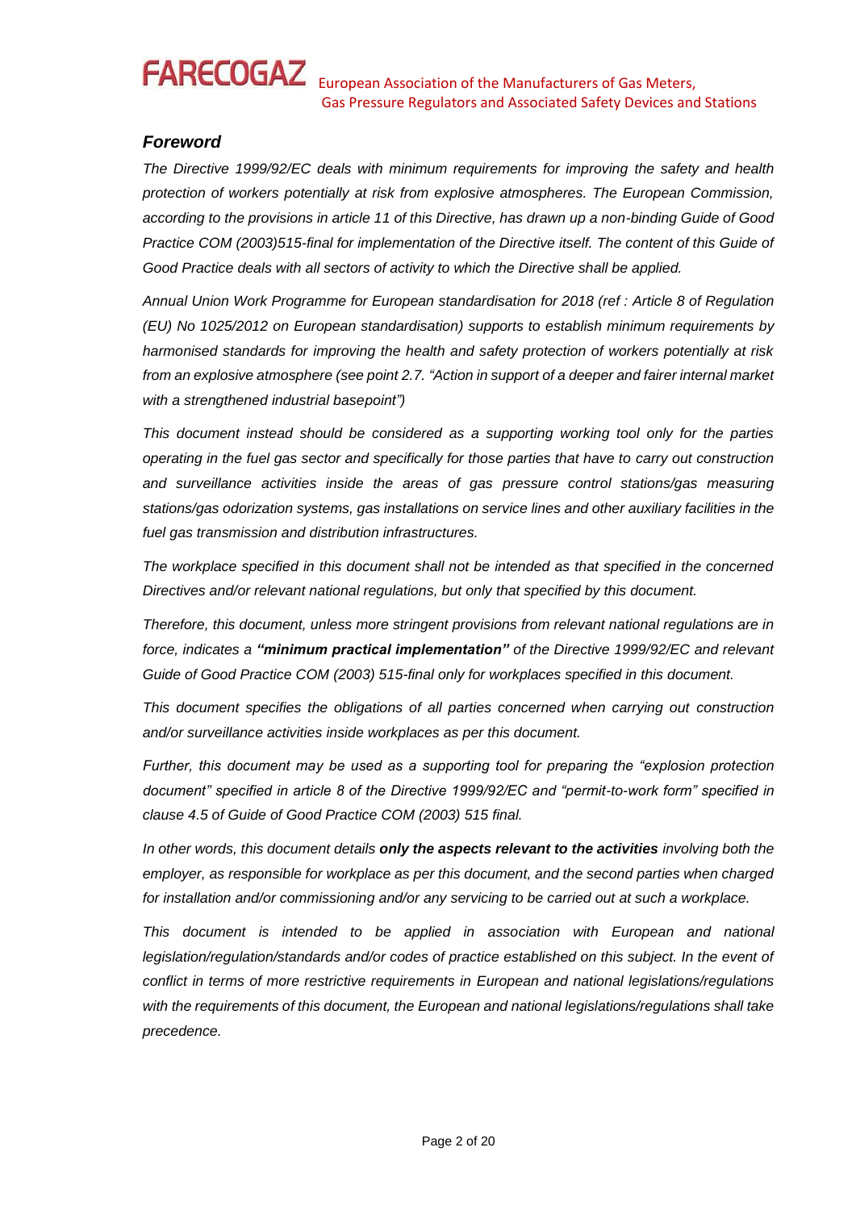## *Foreword*

*The Directive 1999/92/EC deals with minimum requirements for improving the safety and health protection of workers potentially at risk from explosive atmospheres. The European Commission, according to the provisions in article 11 of this Directive, has drawn up a non-binding Guide of Good Practice COM (2003)515-final for implementation of the Directive itself. The content of this Guide of Good Practice deals with all sectors of activity to which the Directive shall be applied.*

*Annual Union Work Programme for European standardisation for 2018 (ref : Article 8 of Regulation (EU) No 1025/2012 on European standardisation) supports to establish minimum requirements by harmonised standards for improving the health and safety protection of workers potentially at risk from an explosive atmosphere (see point 2.7. "Action in support of a deeper and fairer internal market with a strengthened industrial basepoint")*

*This document instead should be considered as a supporting working tool only for the parties operating in the fuel gas sector and specifically for those parties that have to carry out construction and surveillance activities inside the areas of gas pressure control stations/gas measuring stations/gas odorization systems, gas installations on service lines and other auxiliary facilities in the fuel gas transmission and distribution infrastructures.*

*The workplace specified in this document shall not be intended as that specified in the concerned Directives and/or relevant national regulations, but only that specified by this document.*

*Therefore, this document, unless more stringent provisions from relevant national regulations are in force, indicates a **"minimum practical implementation"** of the Directive 1999/92/EC and relevant Guide of Good Practice COM (2003) 515-final only for workplaces specified in this document.*

*This document specifies the obligations of all parties concerned when carrying out construction and/or surveillance activities inside workplaces as per this document.*

*Further, this document may be used as a supporting tool for preparing the "explosion protection document" specified in article 8 of the Directive 1999/92/EC and "permit-to-work form" specified in clause 4.5 of Guide of Good Practice COM (2003) 515 final.*

*In other words, this document details **only the aspects relevant to the activities** involving both the employer, as responsible for workplace as per this document, and the second parties when charged for installation and/or commissioning and/or any servicing to be carried out at such a workplace.*

*This document is intended to be applied in association with European and national legislation/regulation/standards and/or codes of practice established on this subject. In the event of conflict in terms of more restrictive requirements in European and national legislations/regulations with the requirements of this document, the European and national legislations/regulations shall take precedence.*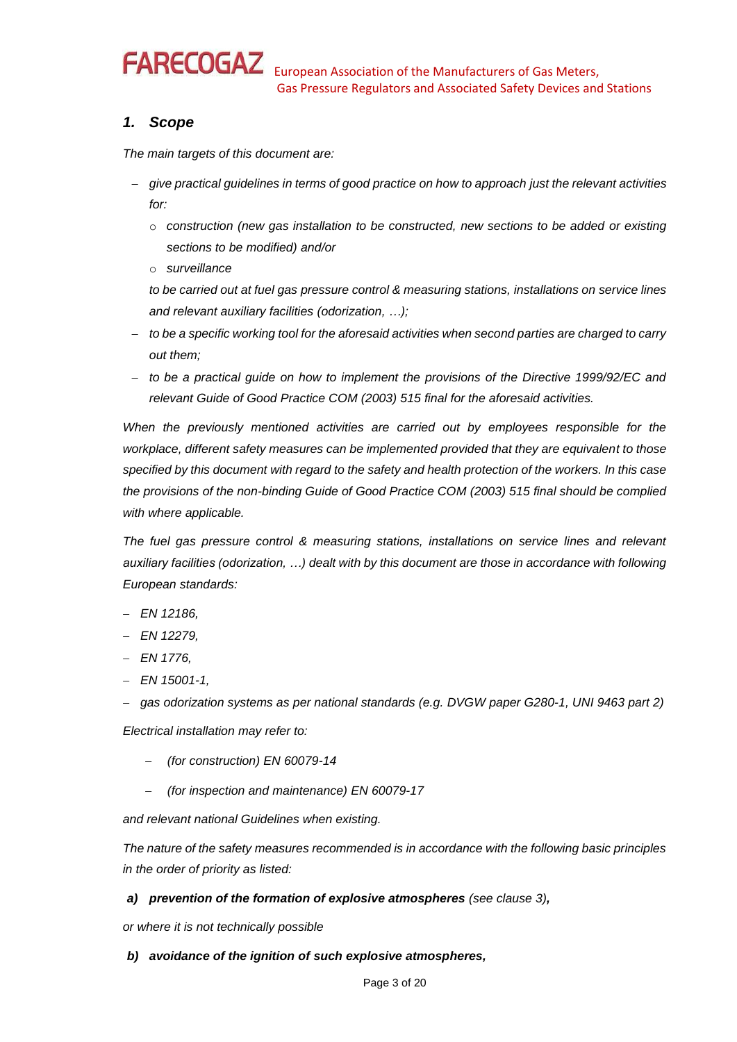## *1. Scope*

*The main targets of this document are:*

- *give practical guidelines in terms of good practice on how to approach just the relevant activities for:*
  - *construction (new gas installation to be constructed, new sections to be added or existing sections to be modified) and/or*
  - *surveillance*

  *to be carried out at fuel gas pressure control & measuring stations, installations on service lines and relevant auxiliary facilities (odorization, …);*
- *to be a specific working tool for the aforesaid activities when second parties are charged to carry out them;*
- *to be a practical guide on how to implement the provisions of the Directive 1999/92/EC and relevant Guide of Good Practice COM (2003) 515 final for the aforesaid activities.*

*When the previously mentioned activities are carried out by employees responsible for the workplace, different safety measures can be implemented provided that they are equivalent to those specified by this document with regard to the safety and health protection of the workers. In this case the provisions of the non-binding Guide of Good Practice COM (2003) 515 final should be complied with where applicable.*

*The fuel gas pressure control & measuring stations, installations on service lines and relevant auxiliary facilities (odorization, …) dealt with by this document are those in accordance with following European standards:*

- *EN 12186,*
- *EN 12279,*
- *EN 1776,*
- *EN 15001-1,*
- *gas odorization systems as per national standards (e.g. DVGW paper G280-1, UNI 9463 part 2)*

*Electrical installation may refer to:*

- *(for construction) EN 60079-14*
- *(for inspection and maintenance) EN 60079-17*

*and relevant national Guidelines when existing.*

*The nature of the safety measures recommended is in accordance with the following basic principles in the order of priority as listed:*

***a) prevention of the formation of explosive atmospheres** (see clause 3)**,***

*or where it is not technically possible*

***b) avoidance of the ignition of such explosive atmospheres,***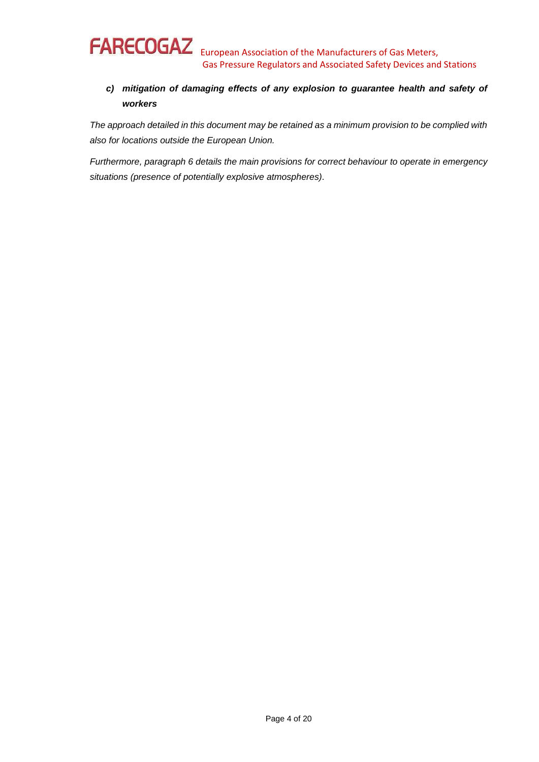c) ***mitigation of damaging effects of any explosion to guarantee health and safety of workers***

*The approach detailed in this document may be retained as a minimum provision to be complied with also for locations outside the European Union.*

*Furthermore, paragraph 6 details the main provisions for correct behaviour to operate in emergency situations (presence of potentially explosive atmospheres)*.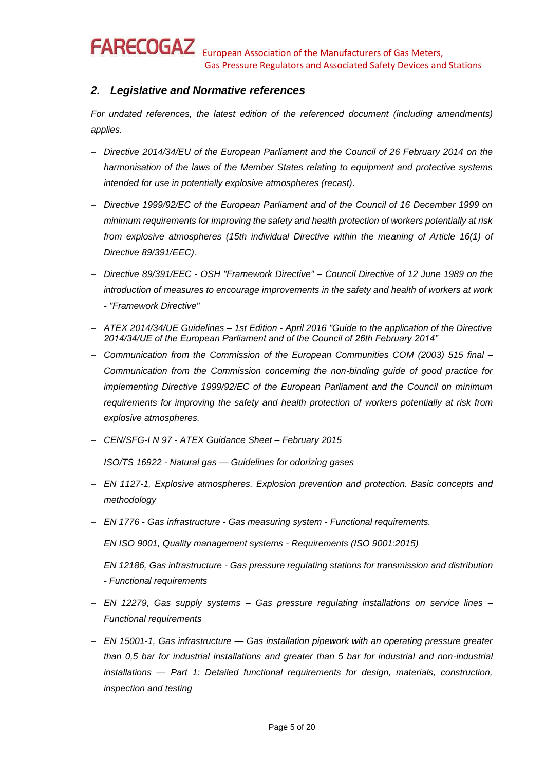## *2. Legislative and Normative references*

*For undated references, the latest edition of the referenced document (including amendments) applies.*

- *Directive 2014/34/EU of the European Parliament and the Council of 26 February 2014 on the harmonisation of the laws of the Member States relating to equipment and protective systems intended for use in potentially explosive atmospheres (recast).*
- *Directive 1999/92/EC of the European Parliament and of the Council of 16 December 1999 on minimum requirements for improving the safety and health protection of workers potentially at risk from explosive atmospheres (15th individual Directive within the meaning of Article 16(1) of Directive 89/391/EEC).*
- *Directive 89/391/EEC - OSH "Framework Directive" – Council Directive of 12 June 1989 on the introduction of measures to encourage improvements in the safety and health of workers at work - "Framework Directive"*
- *ATEX 2014/34/UE Guidelines – 1st Edition - April 2016 "Guide to the application of the Directive 2014/34/UE of the European Parliament and of the Council of 26th February 2014"*
- *Communication from the Commission of the European Communities COM (2003) 515 final – Communication from the Commission concerning the non-binding guide of good practice for implementing Directive 1999/92/EC of the European Parliament and the Council on minimum requirements for improving the safety and health protection of workers potentially at risk from explosive atmospheres.*
- *CEN/SFG-I N 97 - ATEX Guidance Sheet – February 2015*
- *ISO/TS 16922 - Natural gas — Guidelines for odorizing gases*
- *EN 1127-1, Explosive atmospheres. Explosion prevention and protection. Basic concepts and methodology*
- *EN 1776 - Gas infrastructure - Gas measuring system - Functional requirements.*
- *EN ISO 9001, Quality management systems - Requirements (ISO 9001:2015)*
- *EN 12186, Gas infrastructure - Gas pressure regulating stations for transmission and distribution - Functional requirements*
- *EN 12279, Gas supply systems – Gas pressure regulating installations on service lines – Functional requirements*
- *EN 15001-1, Gas infrastructure — Gas installation pipework with an operating pressure greater than 0,5 bar for industrial installations and greater than 5 bar for industrial and non-industrial installations — Part 1: Detailed functional requirements for design, materials, construction, inspection and testing*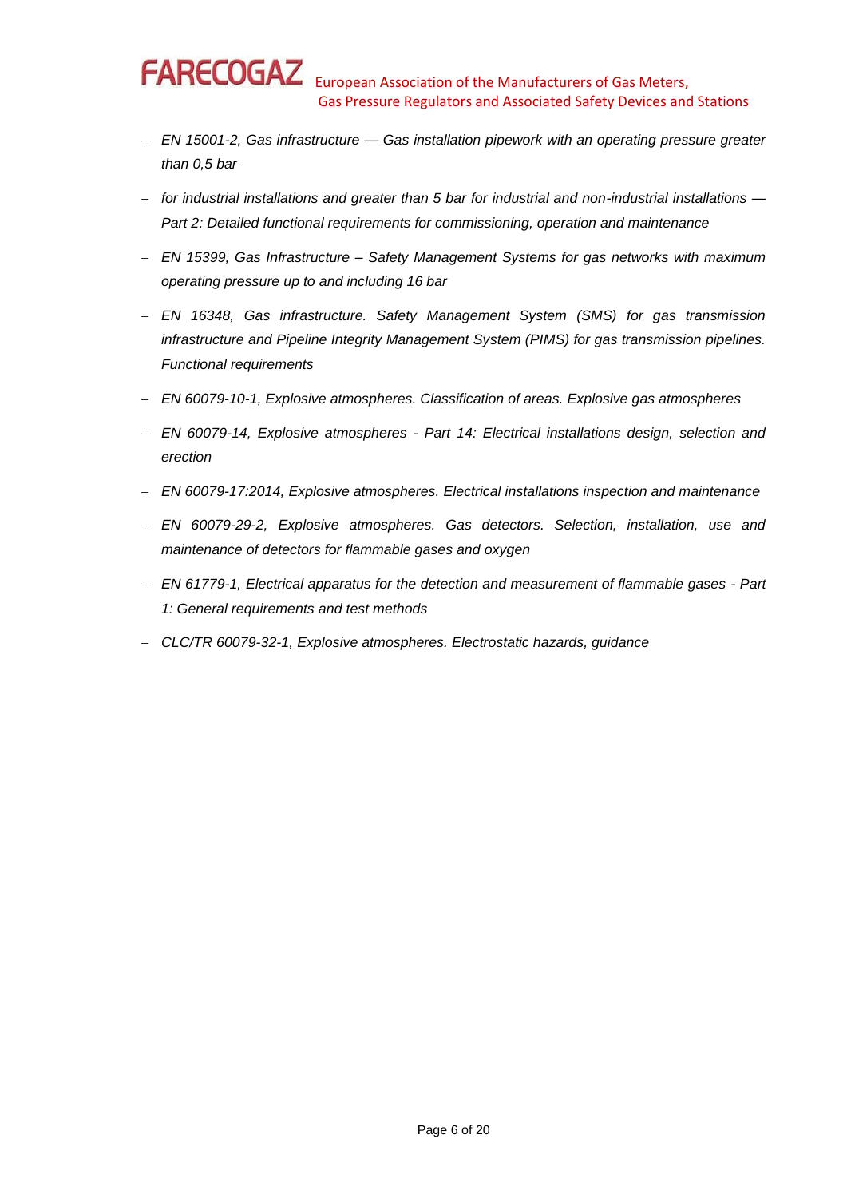- *EN 15001-2, Gas infrastructure — Gas installation pipework with an operating pressure greater than 0,5 bar*
- *for industrial installations and greater than 5 bar for industrial and non-industrial installations — Part 2: Detailed functional requirements for commissioning, operation and maintenance*
- *EN 15399, Gas Infrastructure – Safety Management Systems for gas networks with maximum operating pressure up to and including 16 bar*
- *EN 16348, Gas infrastructure. Safety Management System (SMS) for gas transmission infrastructure and Pipeline Integrity Management System (PIMS) for gas transmission pipelines. Functional requirements*
- *EN 60079-10-1, Explosive atmospheres. Classification of areas. Explosive gas atmospheres*
- *EN 60079-14, Explosive atmospheres - Part 14: Electrical installations design, selection and erection*
- *EN 60079-17:2014, Explosive atmospheres. Electrical installations inspection and maintenance*
- *EN 60079-29-2, Explosive atmospheres. Gas detectors. Selection, installation, use and maintenance of detectors for flammable gases and oxygen*
- *EN 61779-1, Electrical apparatus for the detection and measurement of flammable gases - Part 1: General requirements and test methods*
- *CLC/TR 60079-32-1, Explosive atmospheres. Electrostatic hazards, guidance*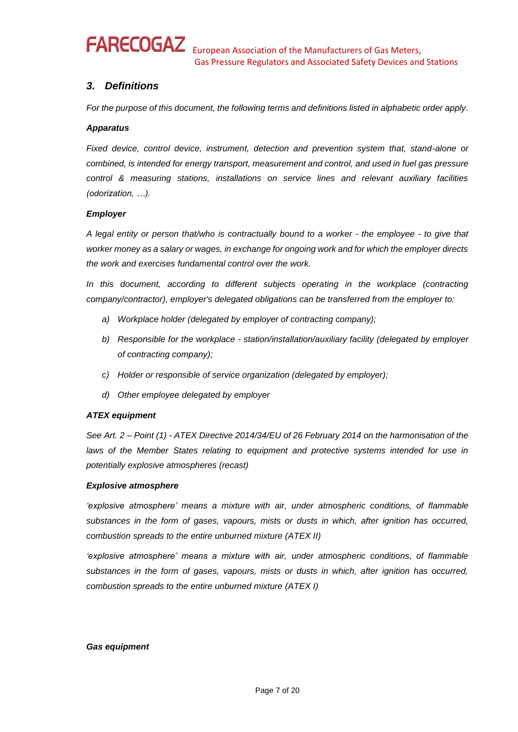## *3. Definitions*

*For the purpose of this document, the following terms and definitions listed in alphabetic order apply.*

***Apparatus***

*Fixed device, control device, instrument, detection and prevention system that, stand-alone or combined, is intended for energy transport, measurement and control, and used in fuel gas pressure control & measuring stations, installations on service lines and relevant auxiliary facilities (odorization, …).*

***Employer***

*A legal entity or person that/who is contractually bound to a worker - the employee - to give that worker money as a salary or wages, in exchange for ongoing work and for which the employer directs the work and exercises fundamental control over the work.*

*In this document, according to different subjects operating in the workplace (contracting company/contractor), employer's delegated obligations can be transferred from the employer to:*

- *a) Workplace holder (delegated by employer of contracting company);*
- *b) Responsible for the workplace - station/installation/auxiliary facility (delegated by employer of contracting company);*
- *c) Holder or responsible of service organization (delegated by employer);*
- *d) Other employee delegated by employer*

***ATEX equipment***

*See Art. 2 – Point (1) - ATEX Directive 2014/34/EU of 26 February 2014 on the harmonisation of the laws of the Member States relating to equipment and protective systems intended for use in potentially explosive atmospheres (recast)*

***Explosive atmosphere***

*'explosive atmosphere' means a mixture with air, under atmospheric conditions, of flammable substances in the form of gases, vapours, mists or dusts in which, after ignition has occurred, combustion spreads to the entire unburned mixture (ATEX II)*

*'explosive atmosphere' means a mixture with air, under atmospheric conditions, of flammable substances in the form of gases, vapours, mists or dusts in which, after ignition has occurred, combustion spreads to the entire unburned mixture (ATEX I)*

***Gas equipment***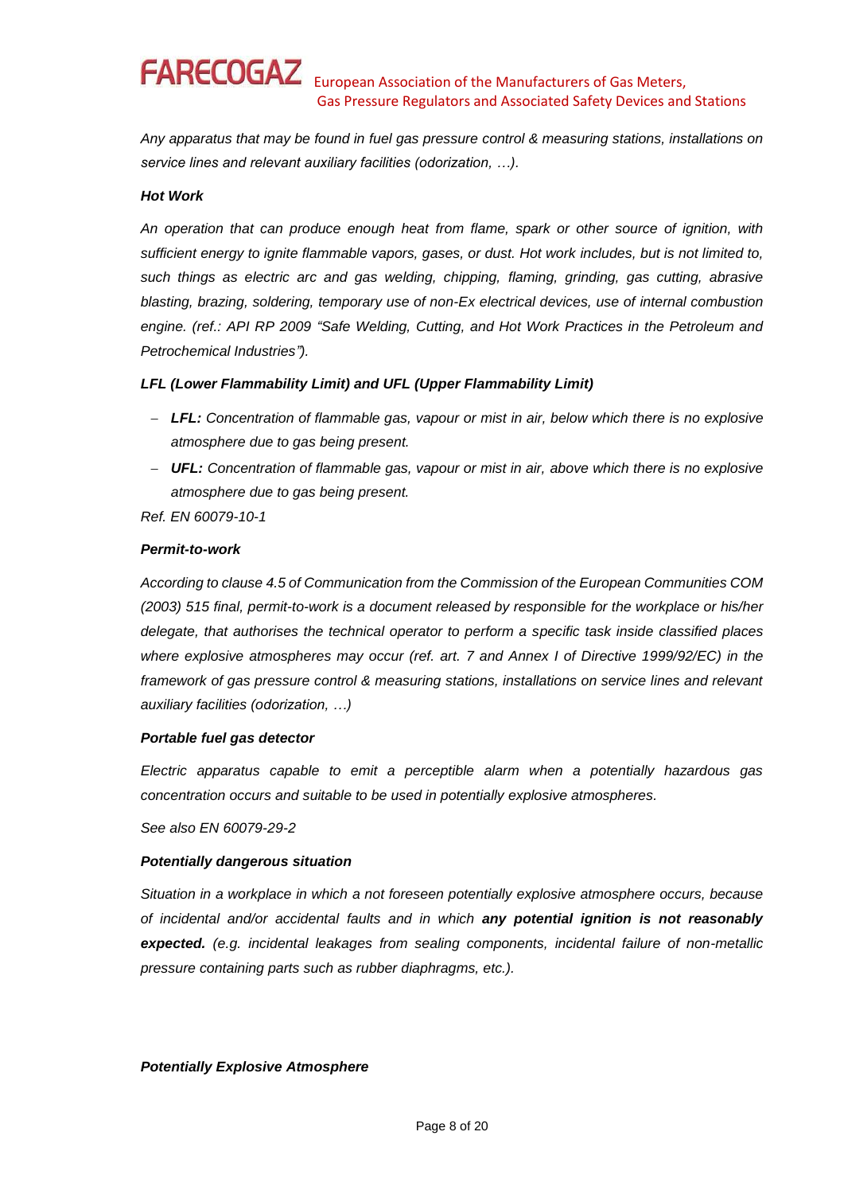*Any apparatus that may be found in fuel gas pressure control & measuring stations, installations on service lines and relevant auxiliary facilities (odorization, …).*

***Hot Work***

*An operation that can produce enough heat from flame, spark or other source of ignition, with sufficient energy to ignite flammable vapors, gases, or dust. Hot work includes, but is not limited to, such things as electric arc and gas welding, chipping, flaming, grinding, gas cutting, abrasive blasting, brazing, soldering, temporary use of non-Ex electrical devices, use of internal combustion engine. (ref.: API RP 2009 "Safe Welding, Cutting, and Hot Work Practices in the Petroleum and Petrochemical Industries").*

***LFL (Lower Flammability Limit) and UFL (Upper Flammability Limit)***

- ***LFL:*** *Concentration of flammable gas, vapour or mist in air, below which there is no explosive atmosphere due to gas being present.*
- ***UFL:*** *Concentration of flammable gas, vapour or mist in air, above which there is no explosive atmosphere due to gas being present.*

*Ref. EN 60079-10-1*

***Permit-to-work***

*According to clause 4.5 of Communication from the Commission of the European Communities COM (2003) 515 final, permit-to-work is a document released by responsible for the workplace or his/her delegate, that authorises the technical operator to perform a specific task inside classified places where explosive atmospheres may occur (ref. art. 7 and Annex I of Directive 1999/92/EC) in the framework of gas pressure control & measuring stations, installations on service lines and relevant auxiliary facilities (odorization, …)*

***Portable fuel gas detector***

*Electric apparatus capable to emit a perceptible alarm when a potentially hazardous gas concentration occurs and suitable to be used in potentially explosive atmospheres.*

*See also EN 60079-29-2*

***Potentially dangerous situation***

*Situation in a workplace in which a not foreseen potentially explosive atmosphere occurs, because of incidental and/or accidental faults and in which* ***any potential ignition is not reasonably expected.*** *(e.g. incidental leakages from sealing components, incidental failure of non-metallic pressure containing parts such as rubber diaphragms, etc.).*

***Potentially Explosive Atmosphere***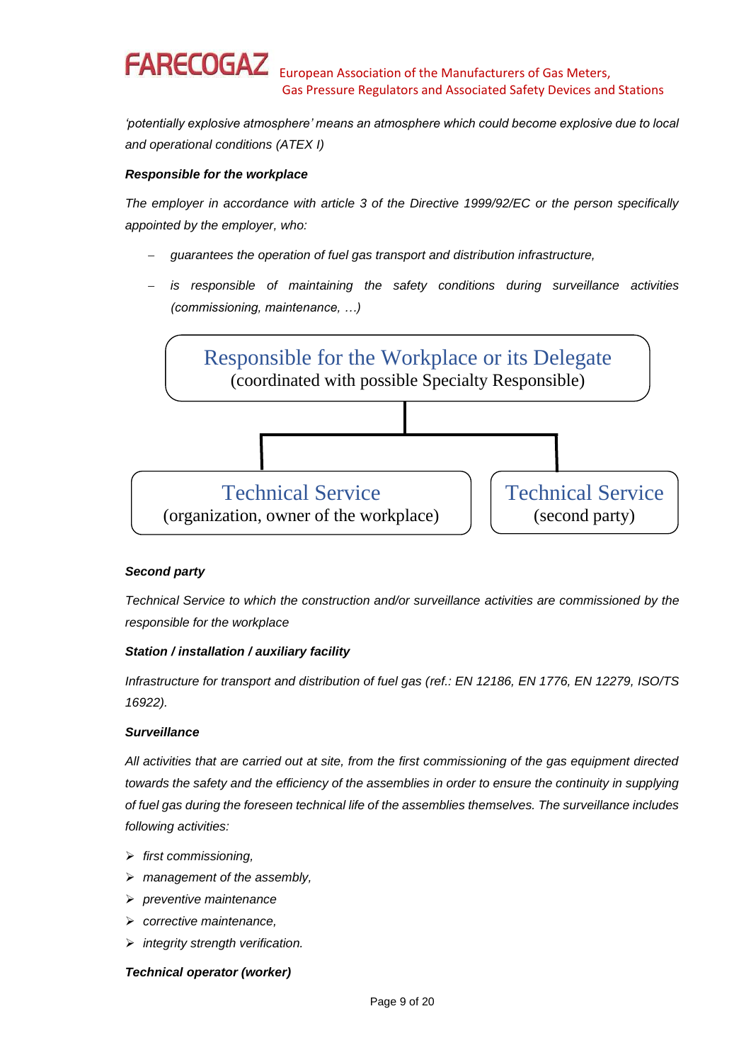*'potentially explosive atmosphere' means an atmosphere which could become explosive due to local and operational conditions (ATEX I)*

***Responsible for the workplace***

*The employer in accordance with article 3 of the Directive 1999/92/EC or the person specifically appointed by the employer, who:*

- *guarantees the operation of fuel gas transport and distribution infrastructure,*
- *is responsible of maintaining the safety conditions during surveillance activities (commissioning, maintenance, …)*

Responsible for the Workplace or its Delegate
(coordinated with possible Specialty Responsible)

Technical Service
(organization, owner of the workplace)

Technical Service
(second party)

***Second party***

*Technical Service to which the construction and/or surveillance activities are commissioned by the responsible for the workplace*

***Station / installation / auxiliary facility***

*Infrastructure for transport and distribution of fuel gas (ref.: EN 12186, EN 1776, EN 12279, ISO/TS 16922).*

***Surveillance***

*All activities that are carried out at site, from the first commissioning of the gas equipment directed towards the safety and the efficiency of the assemblies in order to ensure the continuity in supplying of fuel gas during the foreseen technical life of the assemblies themselves. The surveillance includes following activities:*

- *first commissioning,*
- *management of the assembly,*
- *preventive maintenance*
- *corrective maintenance,*
- *integrity strength verification.*

***Technical operator (worker)***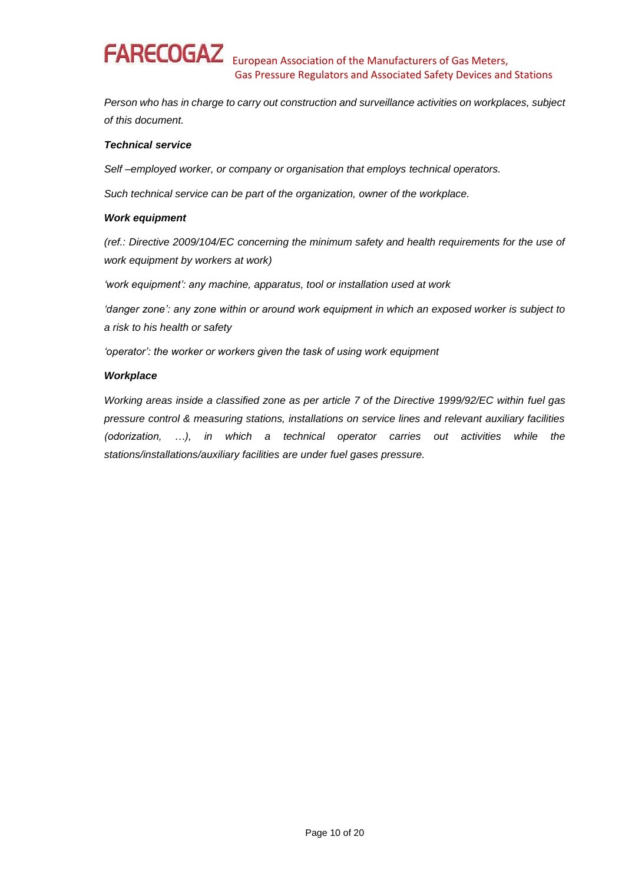*Person who has in charge to carry out construction and surveillance activities on workplaces, subject of this document.*

***Technical service***

*Self –employed worker, or company or organisation that employs technical operators.*

*Such technical service can be part of the organization, owner of the workplace.*

***Work equipment***

*(ref.: Directive 2009/104/EC concerning the minimum safety and health requirements for the use of work equipment by workers at work)*

*'work equipment': any machine, apparatus, tool or installation used at work*

*'danger zone': any zone within or around work equipment in which an exposed worker is subject to a risk to his health or safety*

*'operator': the worker or workers given the task of using work equipment*

***Workplace***

*Working areas inside a classified zone as per article 7 of the Directive 1999/92/EC within fuel gas pressure control & measuring stations, installations on service lines and relevant auxiliary facilities (odorization, …), in which a technical operator carries out activities while the stations/installations/auxiliary facilities are under fuel gases pressure.*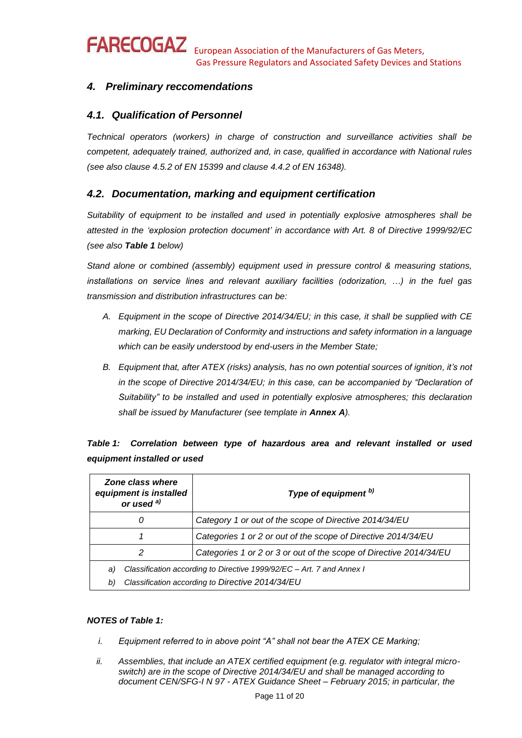## 4. *Preliminary reccomendations*

### 4.1. *Qualification of Personnel*

*Technical operators (workers) in charge of construction and surveillance activities shall be competent, adequately trained, authorized and, in case, qualified in accordance with National rules (see also clause 4.5.2 of EN 15399 and clause 4.4.2 of EN 16348).*

### 4.2. *Documentation, marking and equipment certification*

*Suitability of equipment to be installed and used in potentially explosive atmospheres shall be attested in the 'explosion protection document' in accordance with Art. 8 of Directive 1999/92/EC (see also **Table 1** below)*

*Stand alone or combined (assembly) equipment used in pressure control & measuring stations, installations on service lines and relevant auxiliary facilities (odorization, …) in the fuel gas transmission and distribution infrastructures can be:*

A. *Equipment in the scope of Directive 2014/34/EU; in this case, it shall be supplied with CE marking, EU Declaration of Conformity and instructions and safety information in a language which can be easily understood by end-users in the Member State;*
B. *Equipment that, after ATEX (risks) analysis, has no own potential sources of ignition, it's not in the scope of Directive 2014/34/EU; in this case, can be accompanied by "Declaration of Suitability" to be installed and used in potentially explosive atmospheres; this declaration shall be issued by Manufacturer (see template in **Annex A**).*

***Table 1: Correlation between type of hazardous area and relevant installed or used equipment installed or used***

| *Zone class where equipment is installed or used* [a)] | *Type of equipment* [b)] |
|---|---|
| *0* | *Category 1 or out of the scope of Directive 2014/34/EU* |
| *1* | *Categories 1 or 2 or out of the scope of Directive 2014/34/EU* |
| *2* | *Categories 1 or 2 or 3 or out of the scope of Directive 2014/34/EU* |

*a) Classification according to Directive 1999/92/EC – Art. 7 and Annex I*
*b) Classification according to Directive 2014/34/EU*

***NOTES of Table 1:***

i. *Equipment referred to in above point "A" shall not bear the ATEX CE Marking;*
ii. *Assemblies, that include an ATEX certified equipment (e.g. regulator with integral micro-switch) are in the scope of Directive 2014/34/EU and shall be managed according to document CEN/SFG-I N 97 - ATEX Guidance Sheet – February 2015; in particular, the*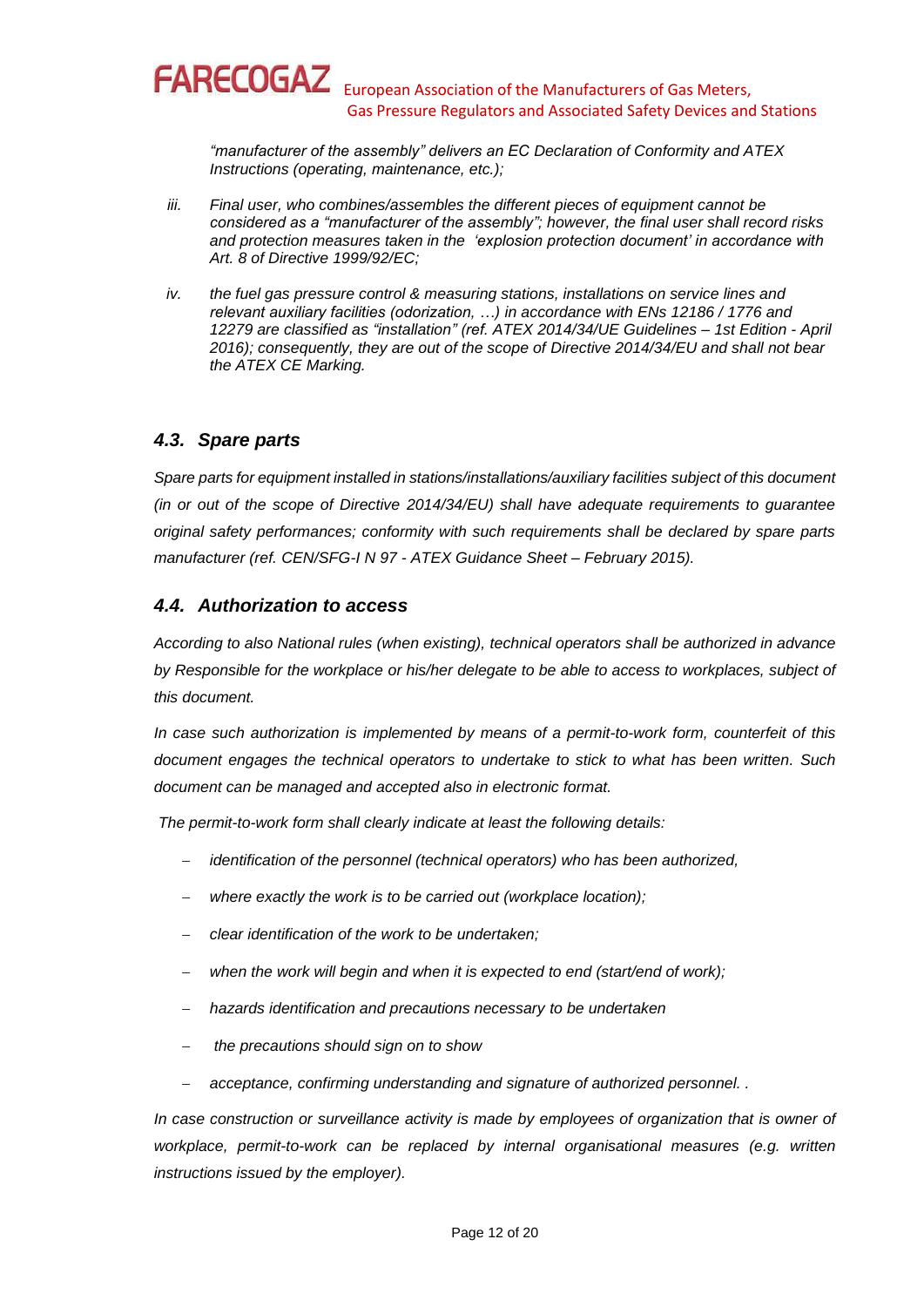*"manufacturer of the assembly" delivers an EC Declaration of Conformity and ATEX Instructions (operating, maintenance, etc.);*

*iii. Final user, who combines/assembles the different pieces of equipment cannot be considered as a "manufacturer of the assembly"; however, the final user shall record risks and protection measures taken in the 'explosion protection document' in accordance with Art. 8 of Directive 1999/92/EC;*

*iv. the fuel gas pressure control & measuring stations, installations on service lines and relevant auxiliary facilities (odorization, …) in accordance with ENs 12186 / 1776 and 12279 are classified as "installation" (ref. ATEX 2014/34/UE Guidelines – 1st Edition - April 2016); consequently, they are out of the scope of Directive 2014/34/EU and shall not bear the ATEX CE Marking.*

## *4.3. Spare parts*

*Spare parts for equipment installed in stations/installations/auxiliary facilities subject of this document (in or out of the scope of Directive 2014/34/EU) shall have adequate requirements to guarantee original safety performances; conformity with such requirements shall be declared by spare parts manufacturer (ref. CEN/SFG-I N 97 - ATEX Guidance Sheet – February 2015).*

## *4.4. Authorization to access*

*According to also National rules (when existing), technical operators shall be authorized in advance by Responsible for the workplace or his/her delegate to be able to access to workplaces, subject of this document.*

*In case such authorization is implemented by means of a permit-to-work form, counterfeit of this document engages the technical operators to undertake to stick to what has been written. Such document can be managed and accepted also in electronic format.*

*The permit-to-work form shall clearly indicate at least the following details:*

- *identification of the personnel (technical operators) who has been authorized,*
- *where exactly the work is to be carried out (workplace location);*
- *clear identification of the work to be undertaken;*
- *when the work will begin and when it is expected to end (start/end of work);*
- *hazards identification and precautions necessary to be undertaken*
- *the precautions should sign on to show*
- *acceptance, confirming understanding and signature of authorized personnel. .*

*In case construction or surveillance activity is made by employees of organization that is owner of workplace, permit-to-work can be replaced by internal organisational measures (e.g. written instructions issued by the employer).*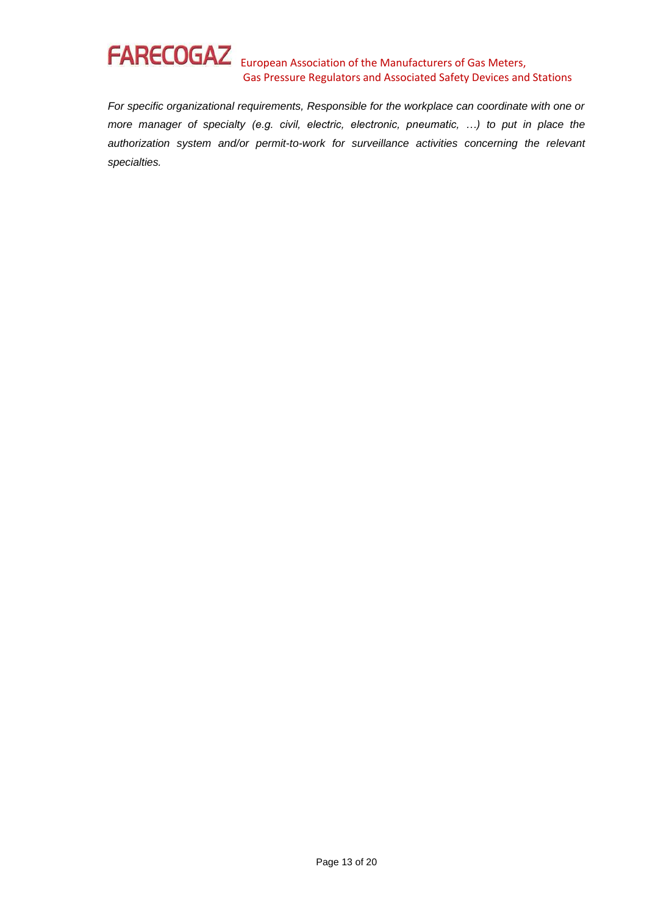*For specific organizational requirements, Responsible for the workplace can coordinate with one or more manager of specialty (e.g. civil, electric, electronic, pneumatic, …) to put in place the authorization system and/or permit-to-work for surveillance activities concerning the relevant specialties.*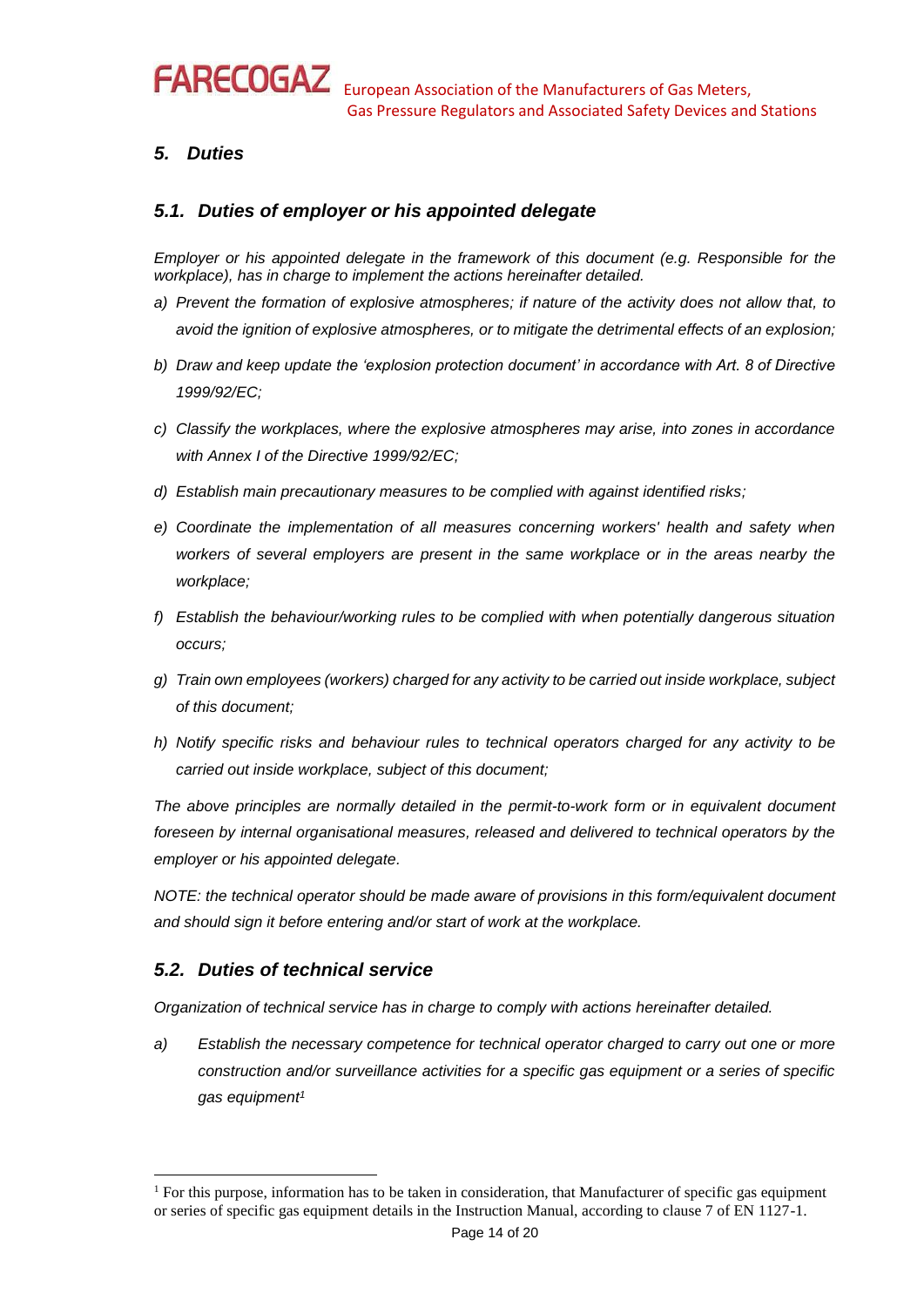## *5. Duties*

### *5.1. Duties of employer or his appointed delegate*

*Employer or his appointed delegate in the framework of this document (e.g. Responsible for the workplace), has in charge to implement the actions hereinafter detailed.*

*a) Prevent the formation of explosive atmospheres; if nature of the activity does not allow that, to avoid the ignition of explosive atmospheres, or to mitigate the detrimental effects of an explosion;*

*b) Draw and keep update the 'explosion protection document' in accordance with Art. 8 of Directive 1999/92/EC;*

*c) Classify the workplaces, where the explosive atmospheres may arise, into zones in accordance with Annex I of the Directive 1999/92/EC;*

*d) Establish main precautionary measures to be complied with against identified risks;*

*e) Coordinate the implementation of all measures concerning workers' health and safety when workers of several employers are present in the same workplace or in the areas nearby the workplace;*

*f) Establish the behaviour/working rules to be complied with when potentially dangerous situation occurs;*

*g) Train own employees (workers) charged for any activity to be carried out inside workplace, subject of this document;*

*h) Notify specific risks and behaviour rules to technical operators charged for any activity to be carried out inside workplace, subject of this document;*

*The above principles are normally detailed in the permit-to-work form or in equivalent document foreseen by internal organisational measures, released and delivered to technical operators by the employer or his appointed delegate.*

*NOTE: the technical operator should be made aware of provisions in this form/equivalent document and should sign it before entering and/or start of work at the workplace.*

### *5.2. Duties of technical service*

*Organization of technical service has in charge to comply with actions hereinafter detailed.*

*a) Establish the necessary competence for technical operator charged to carry out one or more construction and/or surveillance activities for a specific gas equipment or a series of specific gas equipment[1]*

[1] For this purpose, information has to be taken in consideration, that Manufacturer of specific gas equipment or series of specific gas equipment details in the Instruction Manual, according to clause 7 of EN 1127-1.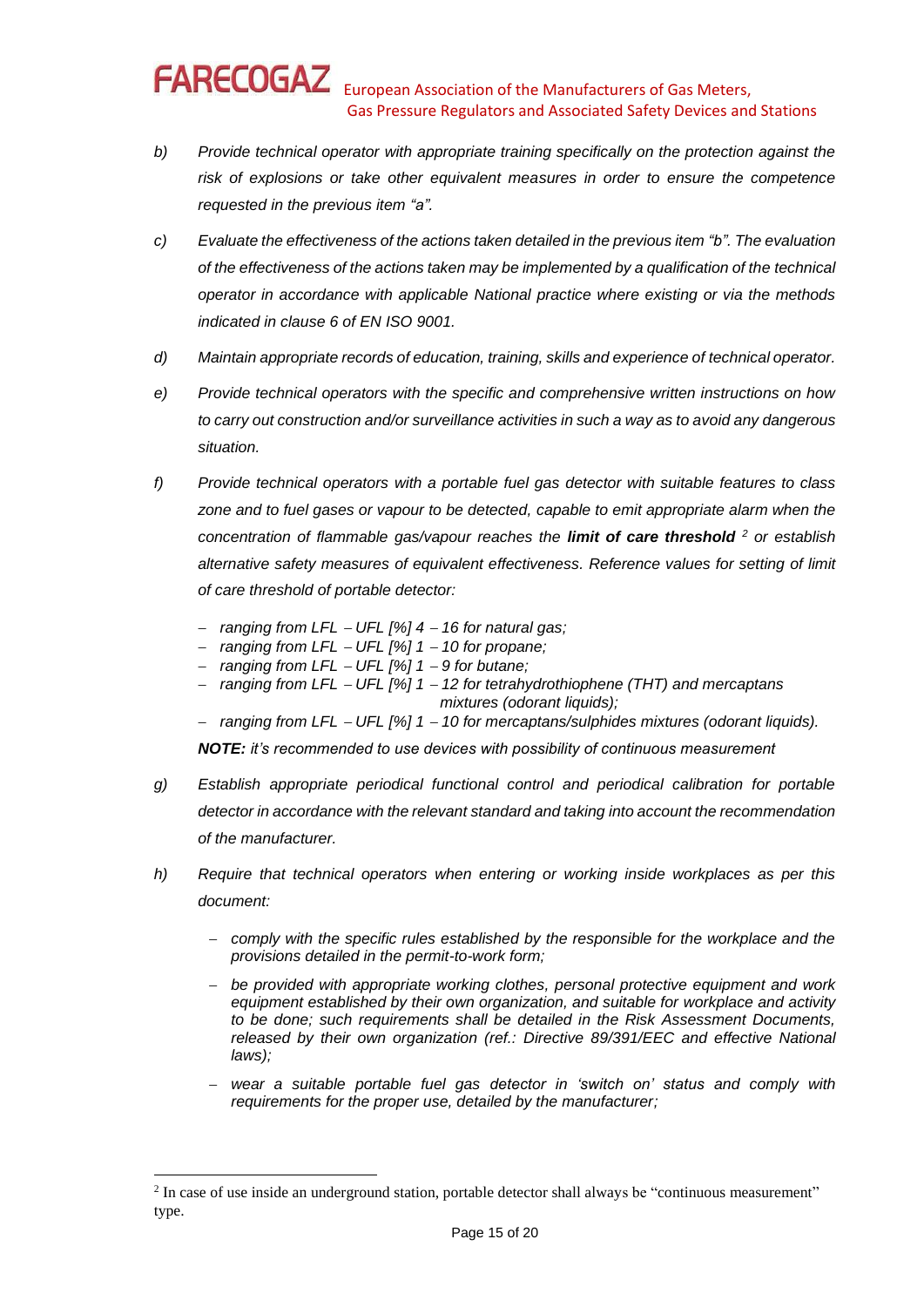*b)* *Provide technical operator with appropriate training specifically on the protection against the risk of explosions or take other equivalent measures in order to ensure the competence requested in the previous item "a".*

*c)* *Evaluate the effectiveness of the actions taken detailed in the previous item "b". The evaluation of the effectiveness of the actions taken may be implemented by a qualification of the technical operator in accordance with applicable National practice where existing or via the methods indicated in clause 6 of EN ISO 9001.*

*d)* *Maintain appropriate records of education, training, skills and experience of technical operator.*

*e)* *Provide technical operators with the specific and comprehensive written instructions on how to carry out construction and/or surveillance activities in such a way as to avoid any dangerous situation.*

*f)* *Provide technical operators with a portable fuel gas detector with suitable features to class zone and to fuel gases or vapour to be detected, capable to emit appropriate alarm when the concentration of flammable gas/vapour reaches the* ***limit of care threshold*** [2] *or establish alternative safety measures of equivalent effectiveness. Reference values for setting of limit of care threshold of portable detector:*

- *ranging from LFL – UFL [%] 4 – 16 for natural gas;*
- *ranging from LFL – UFL [%] 1 – 10 for propane;*
- *ranging from LFL – UFL [%] 1 – 9 for butane;*
- *ranging from LFL – UFL [%] 1 – 12 for tetrahydrothiophene (THT) and mercaptans mixtures (odorant liquids);*
- *ranging from LFL – UFL [%] 1 – 10 for mercaptans/sulphides mixtures (odorant liquids).*

***NOTE:*** *it's recommended to use devices with possibility of continuous measurement*

*g)* *Establish appropriate periodical functional control and periodical calibration for portable detector in accordance with the relevant standard and taking into account the recommendation of the manufacturer.*

*h)* *Require that technical operators when entering or working inside workplaces as per this document:*

- *comply with the specific rules established by the responsible for the workplace and the provisions detailed in the permit-to-work form;*
- *be provided with appropriate working clothes, personal protective equipment and work equipment established by their own organization, and suitable for workplace and activity to be done; such requirements shall be detailed in the Risk Assessment Documents, released by their own organization (ref.: Directive 89/391/EEC and effective National laws);*
- *wear a suitable portable fuel gas detector in 'switch on' status and comply with requirements for the proper use, detailed by the manufacturer;*

---

[2] In case of use inside an underground station, portable detector shall always be "continuous measurement" type.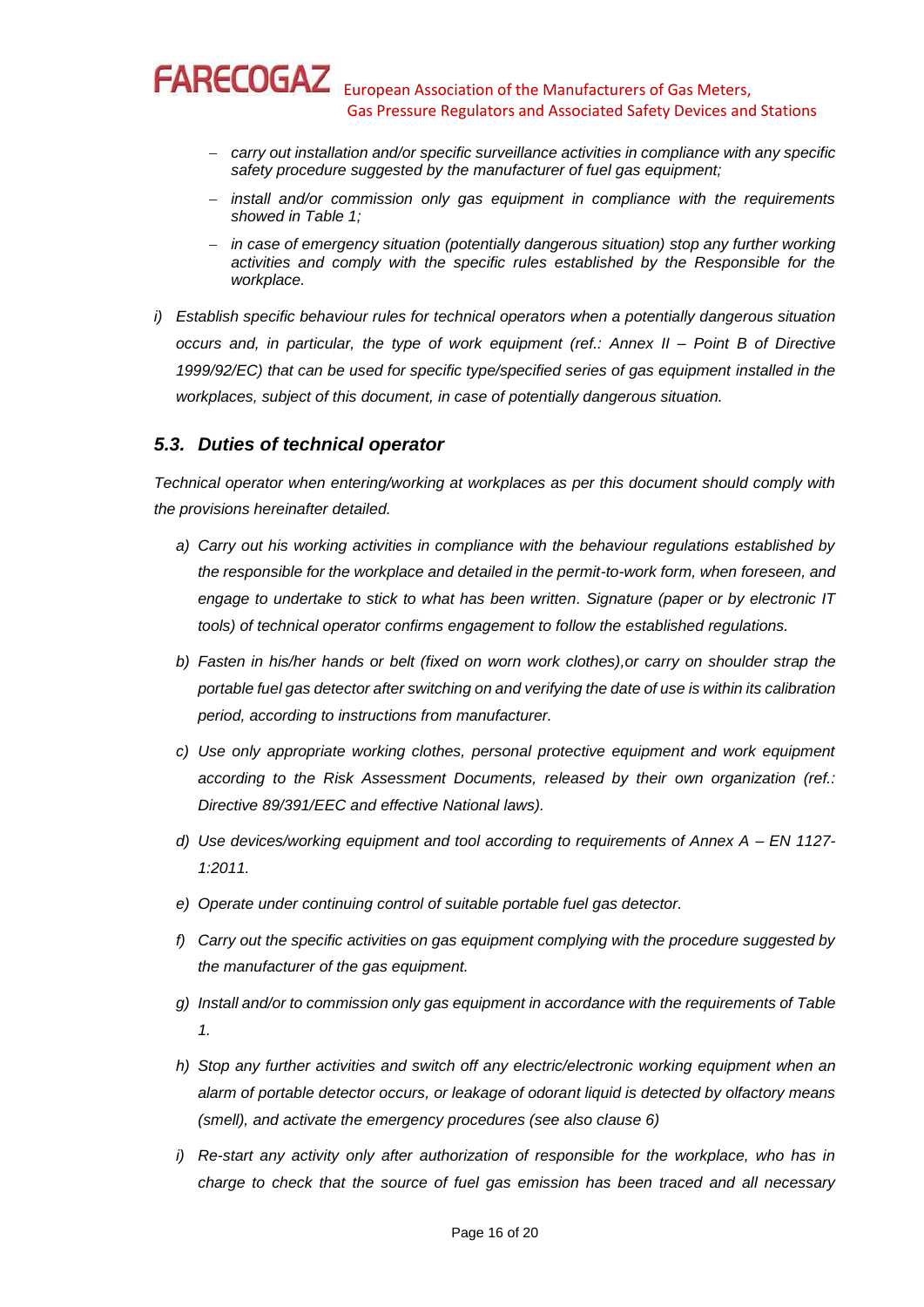- *carry out installation and/or specific surveillance activities in compliance with any specific safety procedure suggested by the manufacturer of fuel gas equipment;*
- *install and/or commission only gas equipment in compliance with the requirements showed in Table 1;*
- *in case of emergency situation (potentially dangerous situation) stop any further working activities and comply with the specific rules established by the Responsible for the workplace.*

i) *Establish specific behaviour rules for technical operators when a potentially dangerous situation occurs and, in particular, the type of work equipment (ref.: Annex II – Point B of Directive 1999/92/EC) that can be used for specific type/specified series of gas equipment installed in the workplaces, subject of this document, in case of potentially dangerous situation.*

### *5.3. Duties of technical operator*

*Technical operator when entering/working at workplaces as per this document should comply with the provisions hereinafter detailed.*

a) *Carry out his working activities in compliance with the behaviour regulations established by the responsible for the workplace and detailed in the permit-to-work form, when foreseen, and engage to undertake to stick to what has been written. Signature (paper or by electronic IT tools) of technical operator confirms engagement to follow the established regulations.*

b) *Fasten in his/her hands or belt (fixed on worn work clothes),or carry on shoulder strap the portable fuel gas detector after switching on and verifying the date of use is within its calibration period, according to instructions from manufacturer.*

c) *Use only appropriate working clothes, personal protective equipment and work equipment according to the Risk Assessment Documents, released by their own organization (ref.: Directive 89/391/EEC and effective National laws).*

d) *Use devices/working equipment and tool according to requirements of Annex A – EN 1127-1:2011.*

e) *Operate under continuing control of suitable portable fuel gas detector.*

f) *Carry out the specific activities on gas equipment complying with the procedure suggested by the manufacturer of the gas equipment.*

g) *Install and/or to commission only gas equipment in accordance with the requirements of Table 1.*

h) *Stop any further activities and switch off any electric/electronic working equipment when an alarm of portable detector occurs, or leakage of odorant liquid is detected by olfactory means (smell), and activate the emergency procedures (see also clause 6)*

i) *Re-start any activity only after authorization of responsible for the workplace, who has in charge to check that the source of fuel gas emission has been traced and all necessary*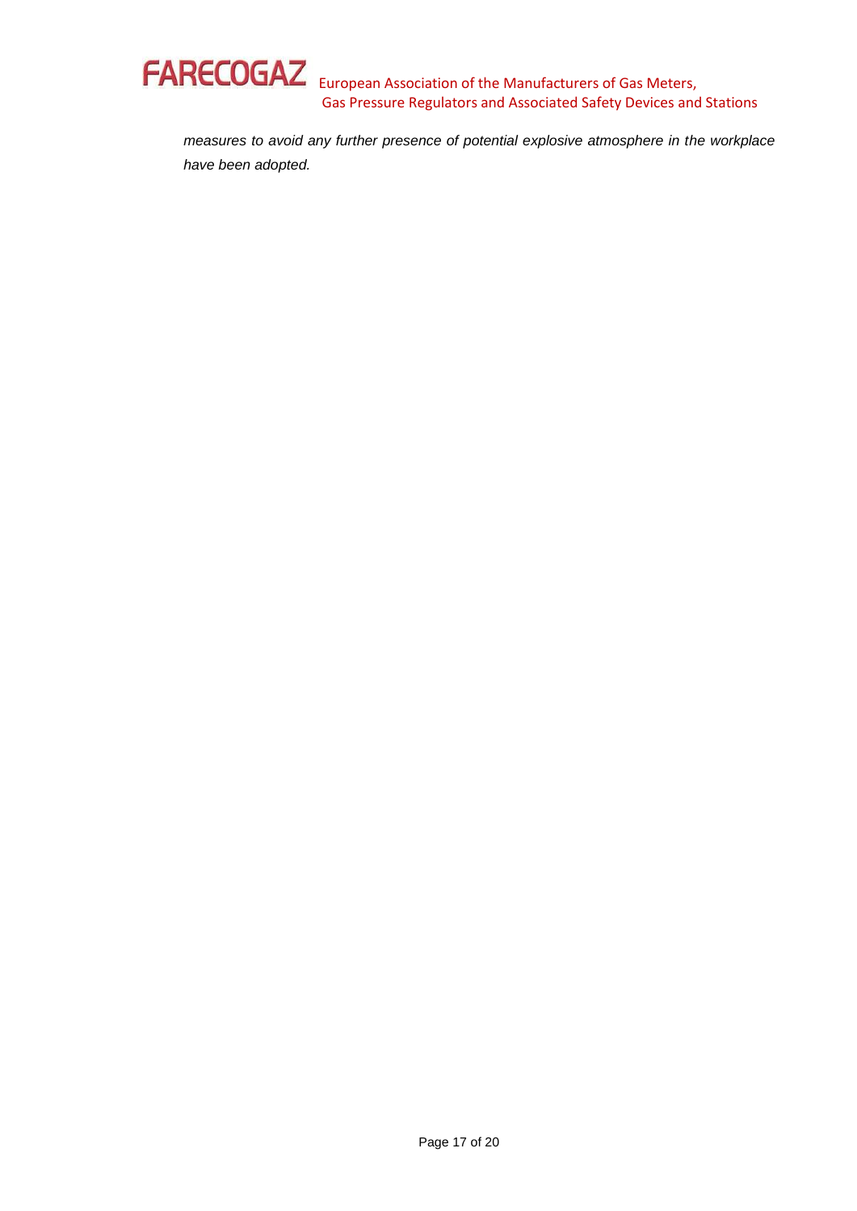*measures to avoid any further presence of potential explosive atmosphere in the workplace have been adopted.*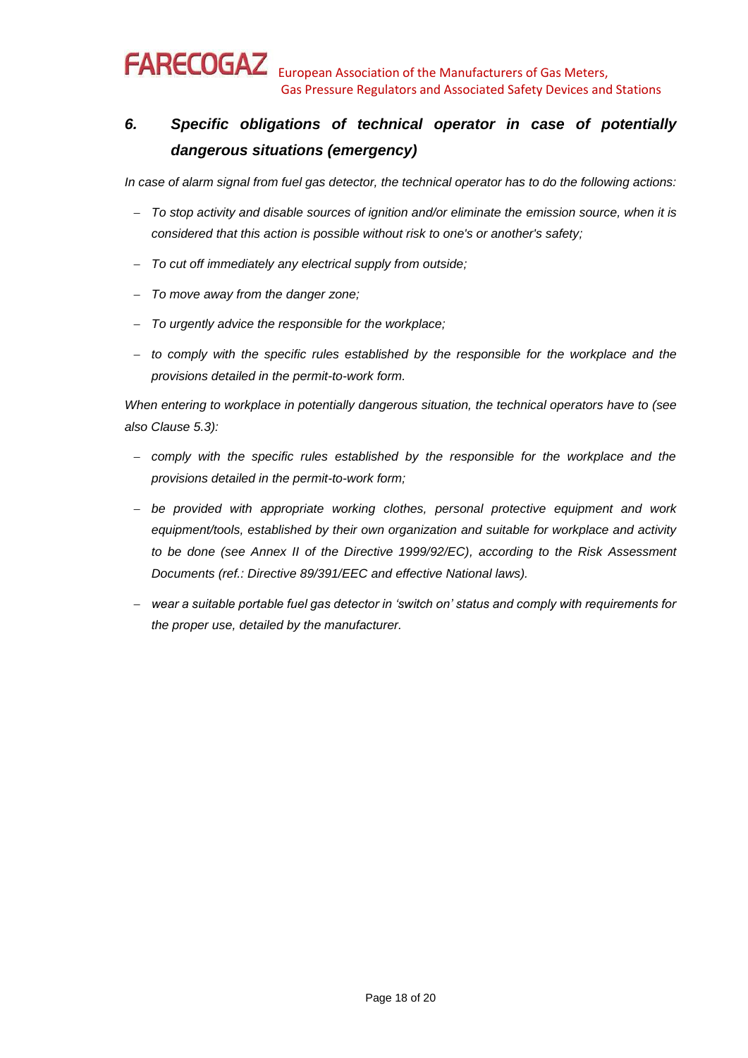## *6. Specific obligations of technical operator in case of potentially dangerous situations (emergency)*

*In case of alarm signal from fuel gas detector, the technical operator has to do the following actions:*

- *To stop activity and disable sources of ignition and/or eliminate the emission source, when it is considered that this action is possible without risk to one's or another's safety;*
- *To cut off immediately any electrical supply from outside;*
- *To move away from the danger zone;*
- *To urgently advice the responsible for the workplace;*
- *to comply with the specific rules established by the responsible for the workplace and the provisions detailed in the permit-to-work form.*

*When entering to workplace in potentially dangerous situation, the technical operators have to (see also Clause 5.3):*

- *comply with the specific rules established by the responsible for the workplace and the provisions detailed in the permit-to-work form;*
- *be provided with appropriate working clothes, personal protective equipment and work equipment/tools, established by their own organization and suitable for workplace and activity to be done (see Annex II of the Directive 1999/92/EC), according to the Risk Assessment Documents (ref.: Directive 89/391/EEC and effective National laws).*
- *wear a suitable portable fuel gas detector in 'switch on' status and comply with requirements for the proper use, detailed by the manufacturer.*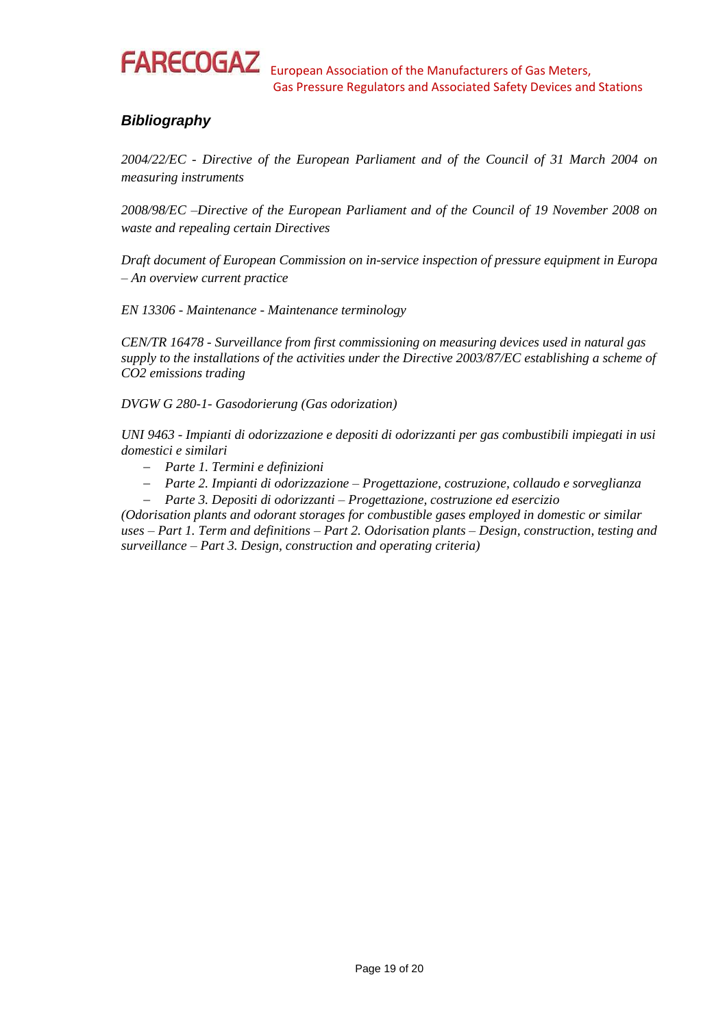## *Bibliography*

*2004/22/EC - Directive of the European Parliament and of the Council of 31 March 2004 on measuring instruments*

*2008/98/EC –Directive of the European Parliament and of the Council of 19 November 2008 on waste and repealing certain Directives*

*Draft document of European Commission on in-service inspection of pressure equipment in Europa – An overview current practice*

*EN 13306 - Maintenance - Maintenance terminology*

*CEN/TR 16478 - Surveillance from first commissioning on measuring devices used in natural gas supply to the installations of the activities under the Directive 2003/87/EC establishing a scheme of CO2 emissions trading*

*DVGW G 280-1- Gasodorierung (Gas odorization)*

*UNI 9463 - Impianti di odorizzazione e depositi di odorizzanti per gas combustibili impiegati in usi domestici e similari*

- *Parte 1. Termini e definizioni*
- *Parte 2. Impianti di odorizzazione – Progettazione, costruzione, collaudo e sorveglianza*
- *Parte 3. Depositi di odorizzanti – Progettazione, costruzione ed esercizio*

*(Odorisation plants and odorant storages for combustible gases employed in domestic or similar uses – Part 1. Term and definitions – Part 2. Odorisation plants – Design, construction, testing and surveillance – Part 3. Design, construction and operating criteria)*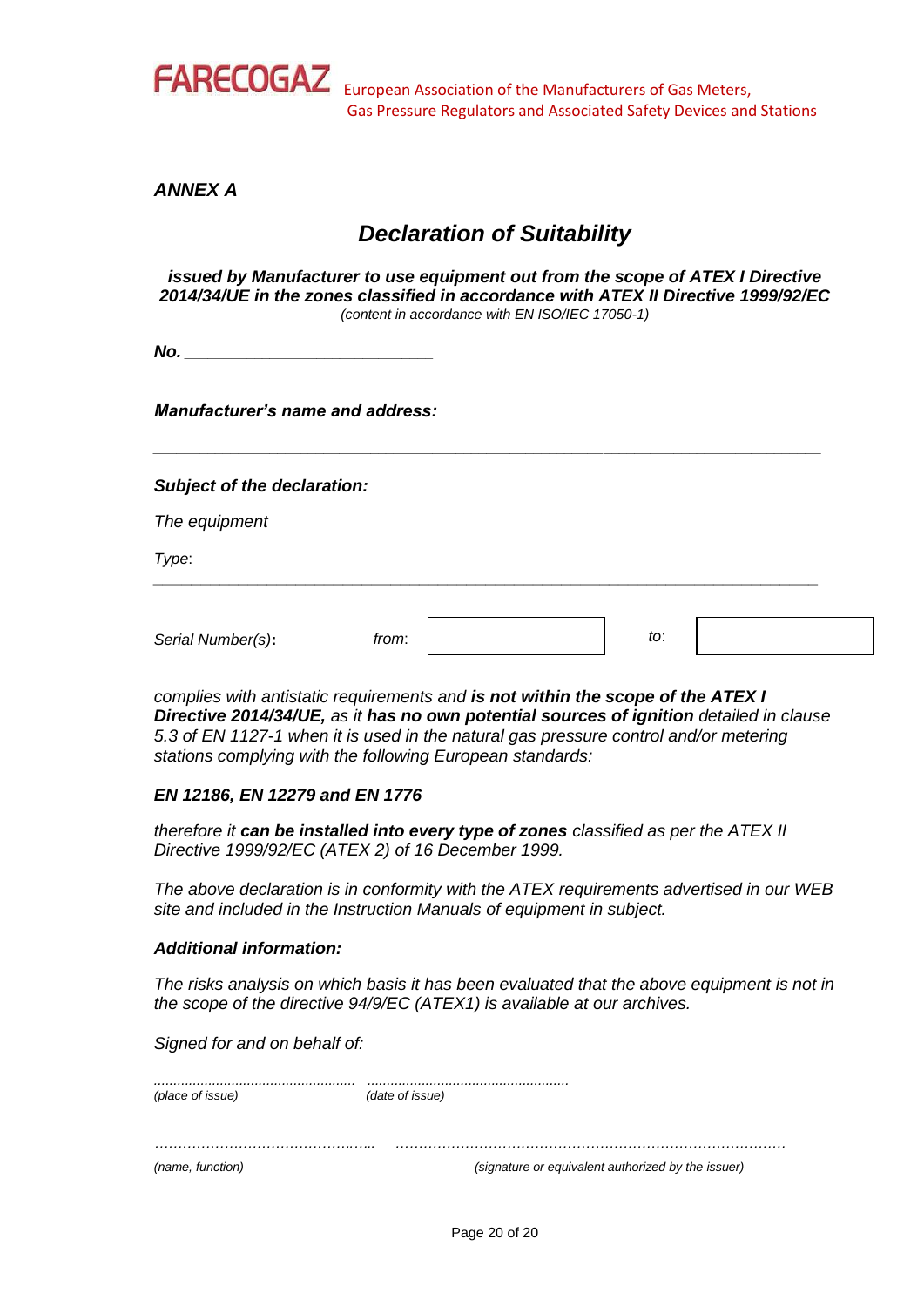*ANNEX A*

## *Declaration of Suitability*

***issued by Manufacturer to use equipment out from the scope of ATEX I Directive 2014/34/UE in the zones classified in accordance with ATEX II Directive 1999/92/EC***
*(content in accordance with EN ISO/IEC 17050-1)*

***No.*** ___________________________

***Manufacturer's name and address:***

___________________________________________________________________________

***Subject of the declaration:***

*The equipment*

*Type*:
___________________________________________________________________________

| | | | | |
|---|---|---|---|---|
| *Serial Number(s)*: | *from*: | | *to*: | |

*complies with antistatic requirements and* ***is not within the scope of the ATEX I Directive 2014/34/UE,*** *as it* ***has no own potential sources of ignition*** *detailed in clause 5.3 of EN 1127-1 when it is used in the natural gas pressure control and/or metering stations complying with the following European standards:*

***EN 12186, EN 12279 and EN 1776***

*therefore it* ***can be installed into every type of zones*** *classified as per the ATEX II Directive 1999/92/EC (ATEX 2) of 16 December 1999.*

*The above declaration is in conformity with the ATEX requirements advertised in our WEB site and included in the Instruction Manuals of equipment in subject.*

***Additional information:***

*The risks analysis on which basis it has been evaluated that the above equipment is not in the scope of the directive 94/9/EC (ATEX1) is available at our archives.*

*Signed for and on behalf of:*

.................................................... ....................................................
*(place of issue)* *(date of issue)*

……………………………………..….. …………………………………………………………………………
*(name, function)* *(signature or equivalent authorized by the issuer)*